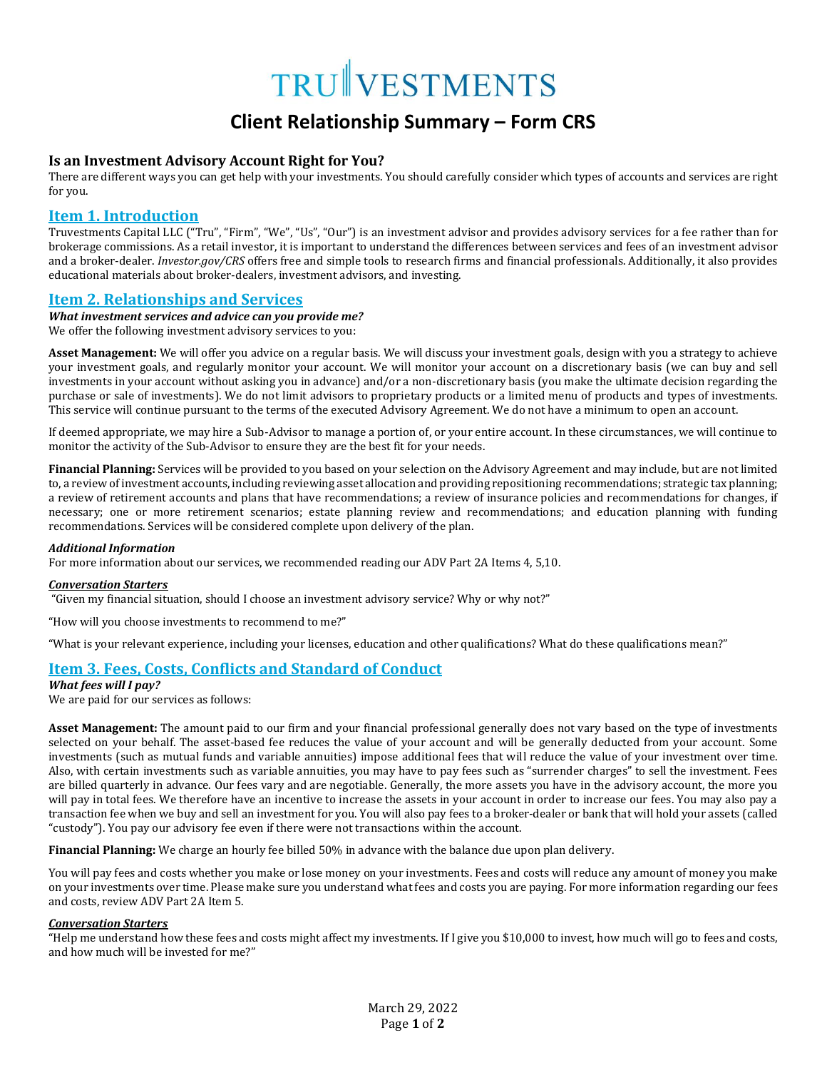# TRU‖VESTMENTS

# Client Relationship Summary – Form CRS

### Is an Investment Advisory Account Right for You?

There are different ways you can get help with your investments. You should carefully consider which types of accounts and services are right for you.

## Item 1. Introduction

Truvestments Capital LLC ("Tru", "Firm", "We", "Us", "Our") is an investment advisor and provides advisory services for a fee rather than for brokerage commissions. As a retail investor, it is important to understand the differences between services and fees of an investment advisor and a broker-dealer. *Investor.gov/CRS* offers free and simple tools to research firms and financial professionals. Additionally, it also provides educational materials about broker-dealers, investment advisors, and investing.

## Item 2. Relationships and Services

***What investment services and advice can you provide me?***
We offer the following investment advisory services to you:

**Asset Management:** We will offer you advice on a regular basis. We will discuss your investment goals, design with you a strategy to achieve your investment goals, and regularly monitor your account. We will monitor your account on a discretionary basis (we can buy and sell investments in your account without asking you in advance) and/or a non-discretionary basis (you make the ultimate decision regarding the purchase or sale of investments). We do not limit advisors to proprietary products or a limited menu of products and types of investments. This service will continue pursuant to the terms of the executed Advisory Agreement. We do not have a minimum to open an account.

If deemed appropriate, we may hire a Sub-Advisor to manage a portion of, or your entire account. In these circumstances, we will continue to monitor the activity of the Sub-Advisor to ensure they are the best fit for your needs.

**Financial Planning:** Services will be provided to you based on your selection on the Advisory Agreement and may include, but are not limited to, a review of investment accounts, including reviewing asset allocation and providing repositioning recommendations; strategic tax planning; a review of retirement accounts and plans that have recommendations; a review of insurance policies and recommendations for changes, if necessary; one or more retirement scenarios; estate planning review and recommendations; and education planning with funding recommendations. Services will be considered complete upon delivery of the plan.

***Additional Information***
For more information about our services, we recommended reading our ADV Part 2A Items 4, 5,10.

***Conversation Starters***
"Given my financial situation, should I choose an investment advisory service? Why or why not?"

"How will you choose investments to recommend to me?"

"What is your relevant experience, including your licenses, education and other qualifications? What do these qualifications mean?"

## Item 3. Fees, Costs, Conflicts and Standard of Conduct

***What fees will I pay?***
We are paid for our services as follows:

**Asset Management:** The amount paid to our firm and your financial professional generally does not vary based on the type of investments selected on your behalf. The asset-based fee reduces the value of your account and will be generally deducted from your account. Some investments (such as mutual funds and variable annuities) impose additional fees that will reduce the value of your investment over time. Also, with certain investments such as variable annuities, you may have to pay fees such as "surrender charges" to sell the investment. Fees are billed quarterly in advance. Our fees vary and are negotiable. Generally, the more assets you have in the advisory account, the more you will pay in total fees. We therefore have an incentive to increase the assets in your account in order to increase our fees. You may also pay a transaction fee when we buy and sell an investment for you. You will also pay fees to a broker-dealer or bank that will hold your assets (called "custody"). You pay our advisory fee even if there were not transactions within the account.

**Financial Planning:** We charge an hourly fee billed 50% in advance with the balance due upon plan delivery.

You will pay fees and costs whether you make or lose money on your investments. Fees and costs will reduce any amount of money you make on your investments over time. Please make sure you understand what fees and costs you are paying. For more information regarding our fees and costs, review ADV Part 2A Item 5.

***Conversation Starters***
"Help me understand how these fees and costs might affect my investments. If I give you $10,000 to invest, how much will go to fees and costs, and how much will be invested for me?"

March 29, 2022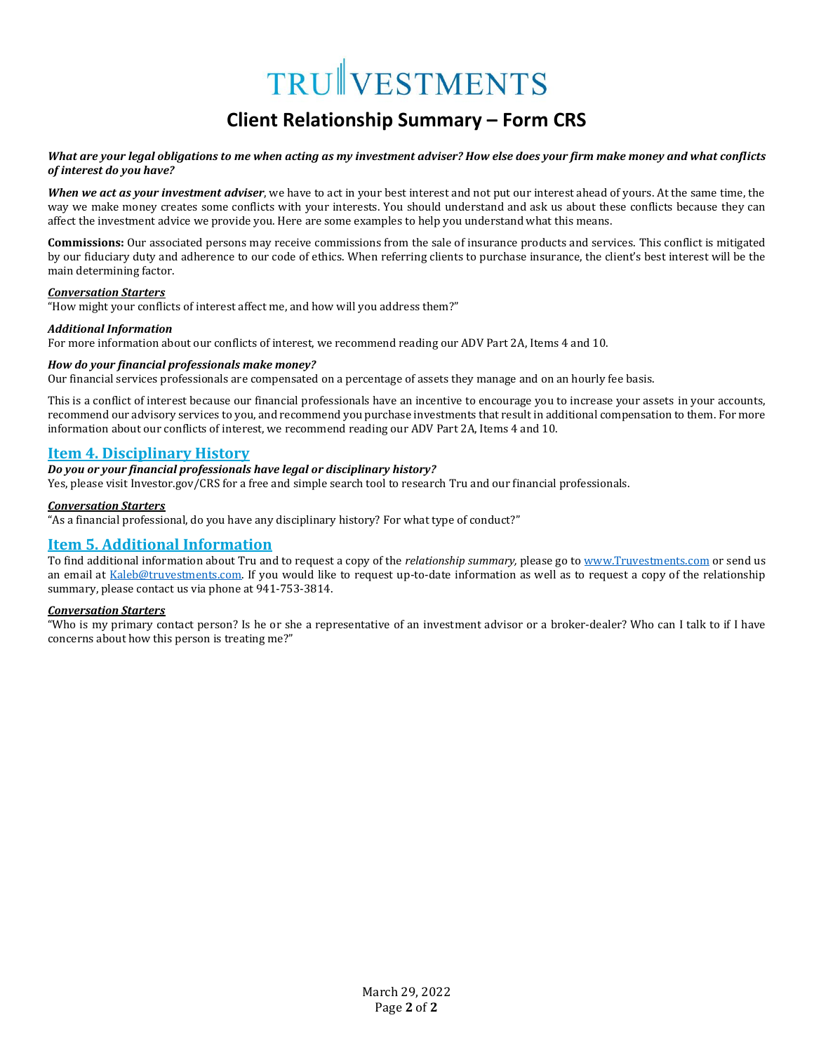# TRU‖VESTMENTS

## Client Relationship Summary – Form CRS

***What are your legal obligations to me when acting as my investment adviser? How else does your firm make money and what conflicts of interest do you have?***

***When we act as your investment adviser***, we have to act in your best interest and not put our interest ahead of yours. At the same time, the way we make money creates some conflicts with your interests. You should understand and ask us about these conflicts because they can affect the investment advice we provide you. Here are some examples to help you understand what this means.

**Commissions:** Our associated persons may receive commissions from the sale of insurance products and services. This conflict is mitigated by our fiduciary duty and adherence to our code of ethics. When referring clients to purchase insurance, the client's best interest will be the main determining factor.

***Conversation Starters***
"How might your conflicts of interest affect me, and how will you address them?"

***Additional Information***
For more information about our conflicts of interest, we recommend reading our ADV Part 2A, Items 4 and 10.

***How do your financial professionals make money?***
Our financial services professionals are compensated on a percentage of assets they manage and on an hourly fee basis.

This is a conflict of interest because our financial professionals have an incentive to encourage you to increase your assets in your accounts, recommend our advisory services to you, and recommend you purchase investments that result in additional compensation to them. For more information about our conflicts of interest, we recommend reading our ADV Part 2A, Items 4 and 10.

## Item 4. Disciplinary History

***Do you or your financial professionals have legal or disciplinary history?***
Yes, please visit Investor.gov/CRS for a free and simple search tool to research Tru and our financial professionals.

***Conversation Starters***
"As a financial professional, do you have any disciplinary history? For what type of conduct?"

## Item 5. Additional Information

To find additional information about Tru and to request a copy of the *relationship summary,* please go to www.Truvestments.com or send us an email at Kaleb@truvestments.com. If you would like to request up-to-date information as well as to request a copy of the relationship summary, please contact us via phone at 941-753-3814.

***Conversation Starters***
"Who is my primary contact person? Is he or she a representative of an investment advisor or a broker-dealer? Who can I talk to if I have concerns about how this person is treating me?"

March 29, 2022